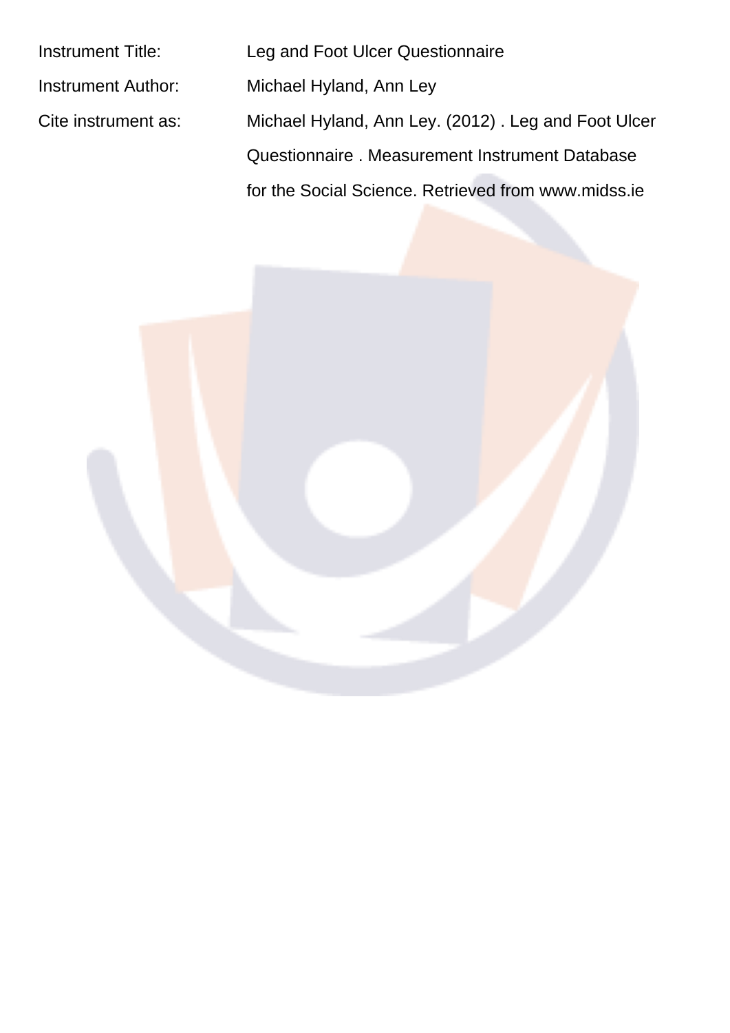| | |
|---|---|
| Instrument Title: | Leg and Foot Ulcer Questionnaire |
| Instrument Author: | Michael Hyland, Ann Ley |
| Cite instrument as: | Michael Hyland, Ann Ley. (2012) . Leg and Foot Ulcer Questionnaire . Measurement Instrument Database for the Social Science. Retrieved from www.midss.ie |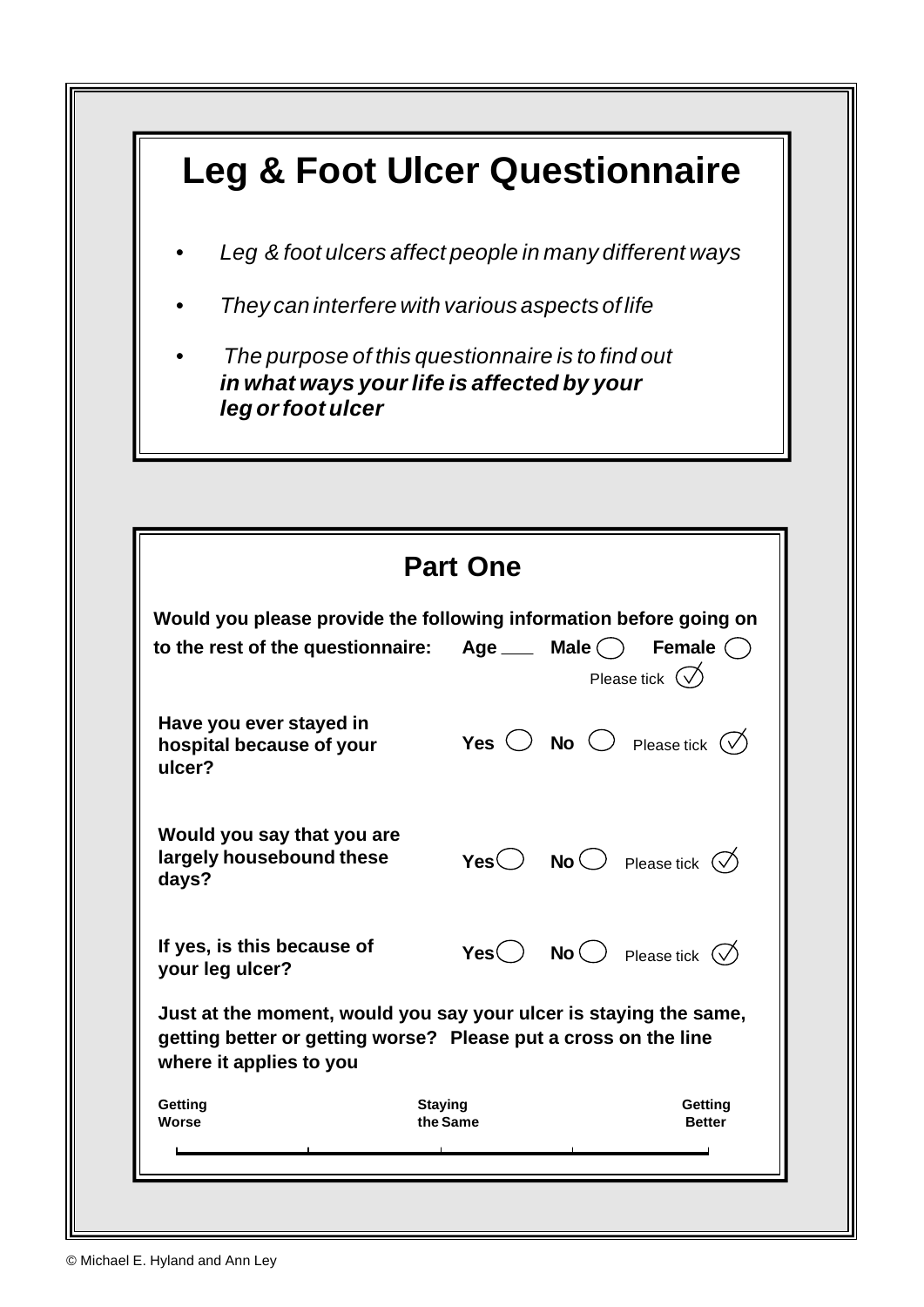# Leg & Foot Ulcer Questionnaire

- *Leg & foot ulcers affect people in many different ways*
- *They can interfere with various aspects of life*
- *The purpose of this questionnaire is to find out **in what ways your life is affected by your leg or foot ulcer***

## Part One

**Would you please provide the following information before going on to the rest of the questionnaire:** **Age** ___ **Male** ◯ **Female** ◯

Please tick (✓)

**Have you ever stayed in hospital because of your ulcer?** **Yes** ◯ **No** ◯ Please tick (✓)

**Would you say that you are largely housebound these days?** **Yes** ◯ **No** ◯ Please tick (✓)

**If yes, is this because of your leg ulcer?** **Yes** ◯ **No** ◯ Please tick (✓)

**Just at the moment, would you say your ulcer is staying the same, getting better or getting worse? Please put a cross on the line where it applies to you**

**Getting Worse** —————————— **Staying the Same** —————————— **Getting Better**

© Michael E. Hyland and Ann Ley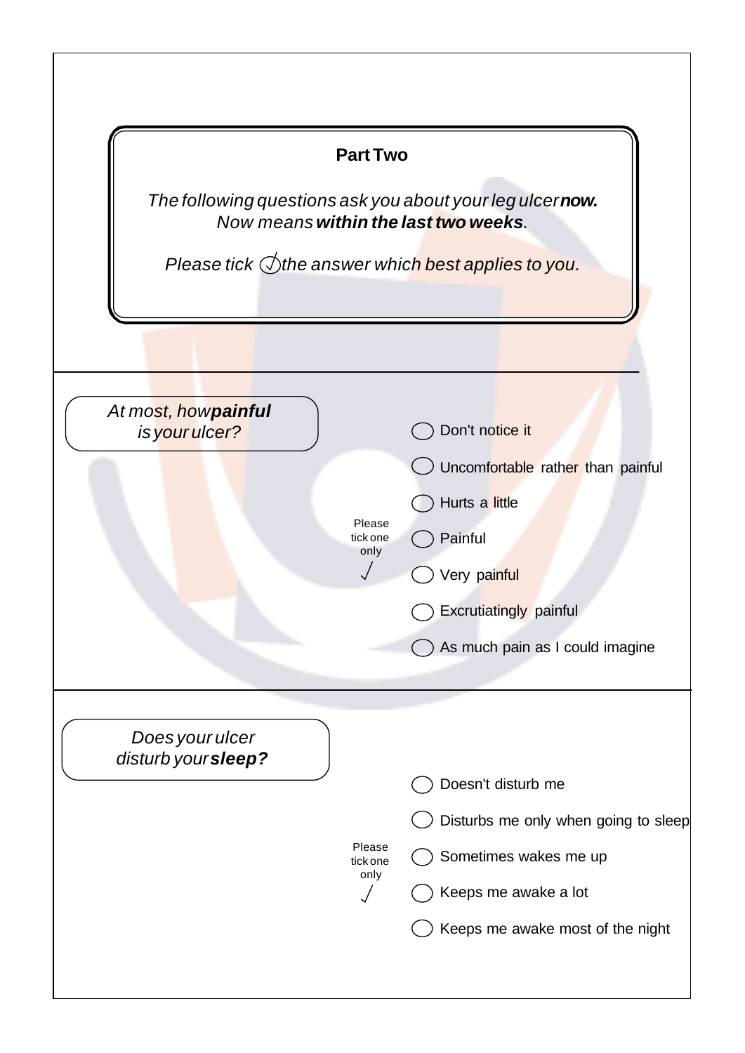## Part Two

*The following questions ask you about your leg ulcer **now.***
*Now means **within the last two weeks**.*

*Please tick ✓ the answer which best applies to you.*

---

*At most, how **painful** is your ulcer?*

Please tick one only ✓

- ◯ Don't notice it
- ◯ Uncomfortable rather than painful
- ◯ Hurts a little
- ◯ Painful
- ◯ Very painful
- ◯ Excrutiatingly painful
- ◯ As much pain as I could imagine

---

*Does your ulcer disturb your **sleep?***

Please tick one only ✓

- ◯ Doesn't disturb me
- ◯ Disturbs me only when going to sleep
- ◯ Sometimes wakes me up
- ◯ Keeps me awake a lot
- ◯ Keeps me awake most of the night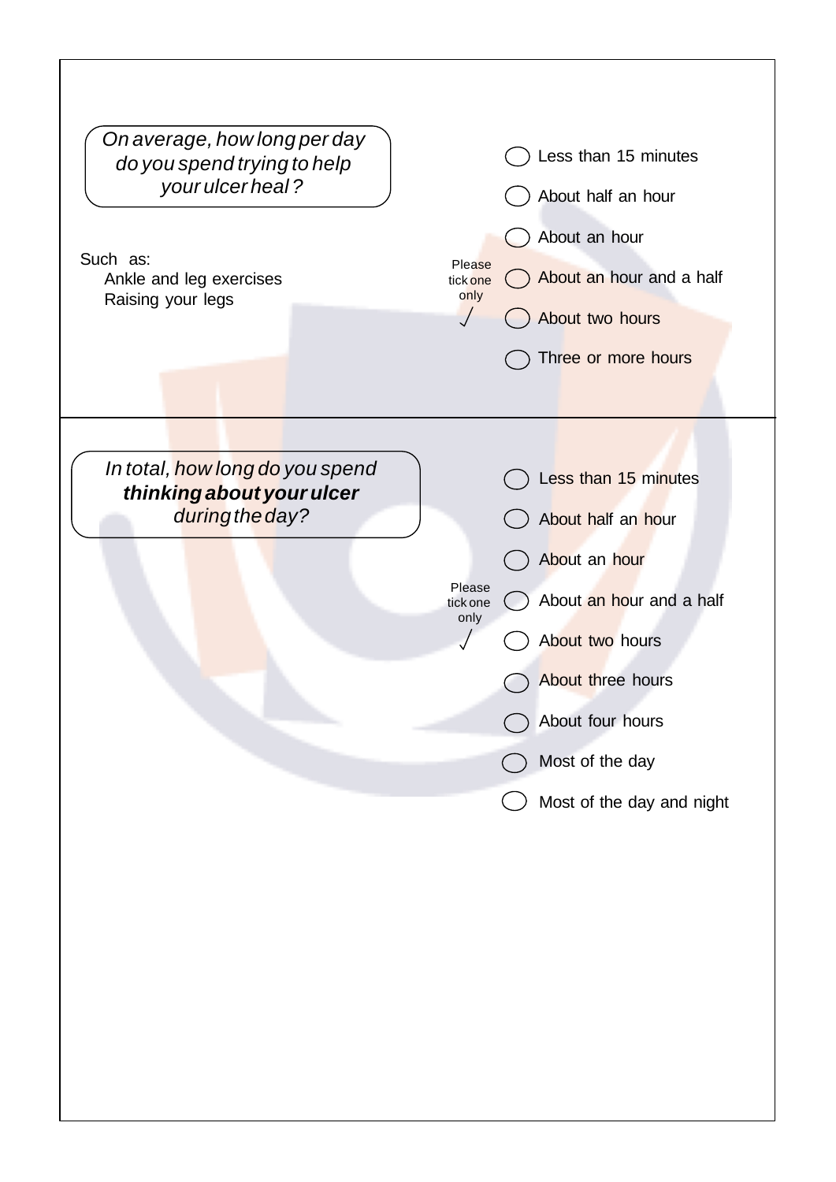*On average, how long per day do you spend trying to help your ulcer heal?*

Such as:
- Ankle and leg exercises
- Raising your legs

Please tick one only √

- ◯ Less than 15 minutes
- ◯ About half an hour
- ◯ About an hour
- ◯ About an hour and a half
- ◯ About two hours
- ◯ Three or more hours

---

*In total, how long do you spend **thinking about your ulcer** during the day?*

Please tick one only √

- ◯ Less than 15 minutes
- ◯ About half an hour
- ◯ About an hour
- ◯ About an hour and a half
- ◯ About two hours
- ◯ About three hours
- ◯ About four hours
- ◯ Most of the day
- ◯ Most of the day and night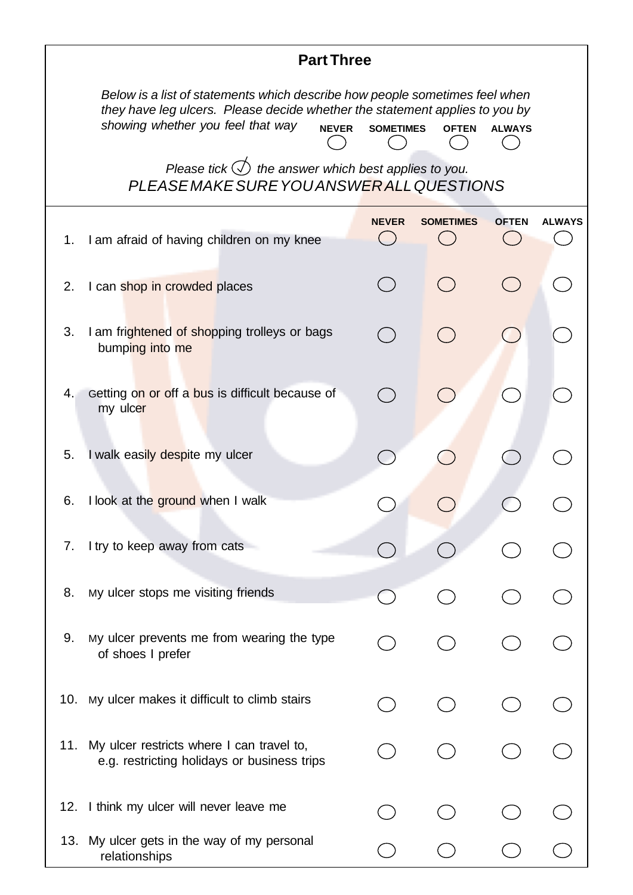## Part Three

*Below is a list of statements which describe how people sometimes feel when they have leg ulcers. Please decide whether the statement applies to you by showing whether you feel that way* **NEVER** ◯ **SOMETIMES** ◯ **OFTEN** ◯ **ALWAYS** ◯

*Please tick ✓ the answer which best applies to you.*

*PLEASE MAKE SURE YOU ANSWER ALL QUESTIONS*

| | | NEVER | SOMETIMES | OFTEN | ALWAYS |
|---|---|---|---|---|---|
| 1. | I am afraid of having children on my knee | ◯ | ◯ | ◯ | ◯ |
| 2. | I can shop in crowded places | ◯ | ◯ | ◯ | ◯ |
| 3. | I am frightened of shopping trolleys or bags bumping into me | ◯ | ◯ | ◯ | ◯ |
| 4. | Getting on or off a bus is difficult because of my ulcer | ◯ | ◯ | ◯ | ◯ |
| 5. | I walk easily despite my ulcer | ◯ | ◯ | ◯ | ◯ |
| 6. | I look at the ground when I walk | ◯ | ◯ | ◯ | ◯ |
| 7. | I try to keep away from cats | ◯ | ◯ | ◯ | ◯ |
| 8. | My ulcer stops me visiting friends | ◯ | ◯ | ◯ | ◯ |
| 9. | My ulcer prevents me from wearing the type of shoes I prefer | ◯ | ◯ | ◯ | ◯ |
| 10. | My ulcer makes it difficult to climb stairs | ◯ | ◯ | ◯ | ◯ |
| 11. | My ulcer restricts where I can travel to, e.g. restricting holidays or business trips | ◯ | ◯ | ◯ | ◯ |
| 12. | I think my ulcer will never leave me | ◯ | ◯ | ◯ | ◯ |
| 13. | My ulcer gets in the way of my personal relationships | ◯ | ◯ | ◯ | ◯ |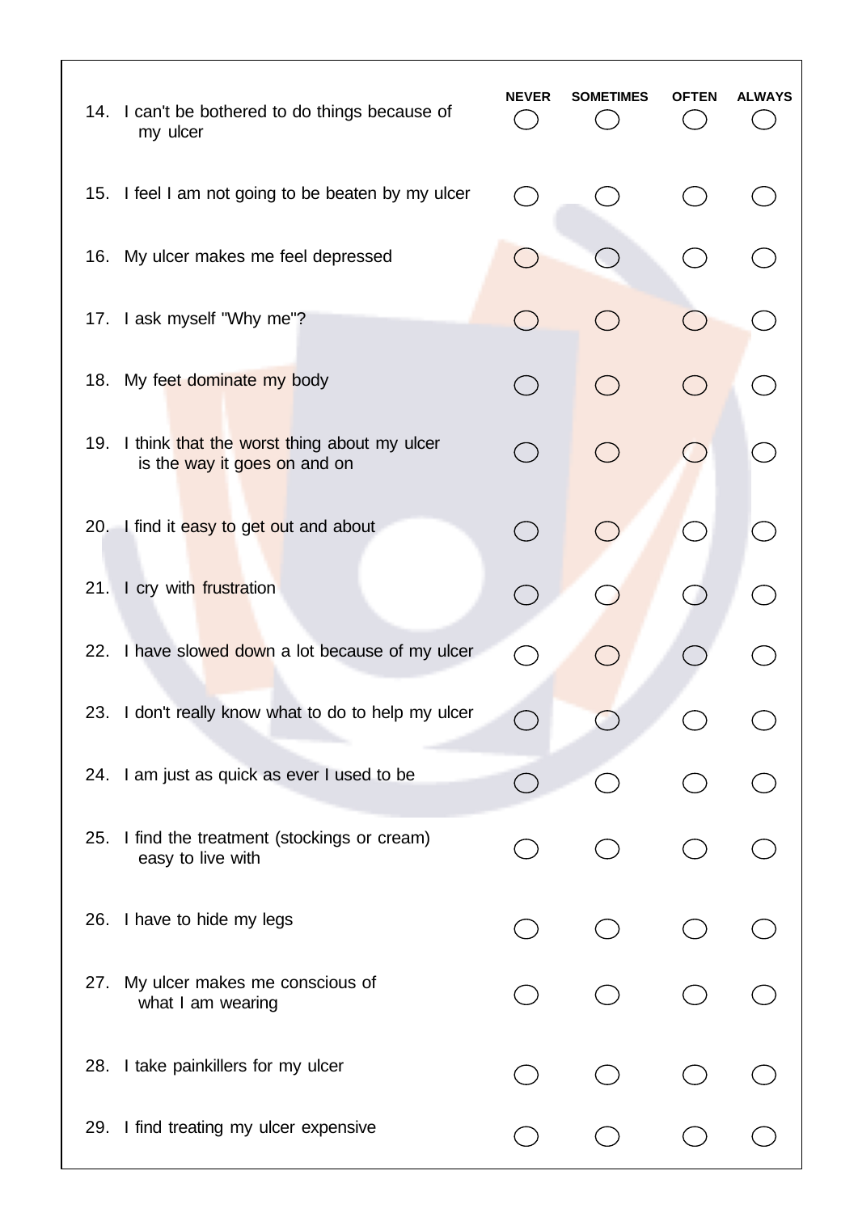| | NEVER | SOMETIMES | OFTEN | ALWAYS |
|---|---|---|---|---|
| 14. I can't be bothered to do things because of my ulcer | ◯ | ◯ | ◯ | ◯ |
| 15. I feel I am not going to be beaten by my ulcer | ◯ | ◯ | ◯ | ◯ |
| 16. My ulcer makes me feel depressed | ◯ | ◯ | ◯ | ◯ |
| 17. I ask myself "Why me"? | ◯ | ◯ | ◯ | ◯ |
| 18. My feet dominate my body | ◯ | ◯ | ◯ | ◯ |
| 19. I think that the worst thing about my ulcer is the way it goes on and on | ◯ | ◯ | ◯ | ◯ |
| 20. I find it easy to get out and about | ◯ | ◯ | ◯ | ◯ |
| 21. I cry with frustration | ◯ | ◯ | ◯ | ◯ |
| 22. I have slowed down a lot because of my ulcer | ◯ | ◯ | ◯ | ◯ |
| 23. I don't really know what to do to help my ulcer | ◯ | ◯ | ◯ | ◯ |
| 24. I am just as quick as ever I used to be | ◯ | ◯ | ◯ | ◯ |
| 25. I find the treatment (stockings or cream) easy to live with | ◯ | ◯ | ◯ | ◯ |
| 26. I have to hide my legs | ◯ | ◯ | ◯ | ◯ |
| 27. My ulcer makes me conscious of what I am wearing | ◯ | ◯ | ◯ | ◯ |
| 28. I take painkillers for my ulcer | ◯ | ◯ | ◯ | ◯ |
| 29. I find treating my ulcer expensive | ◯ | ◯ | ◯ | ◯ |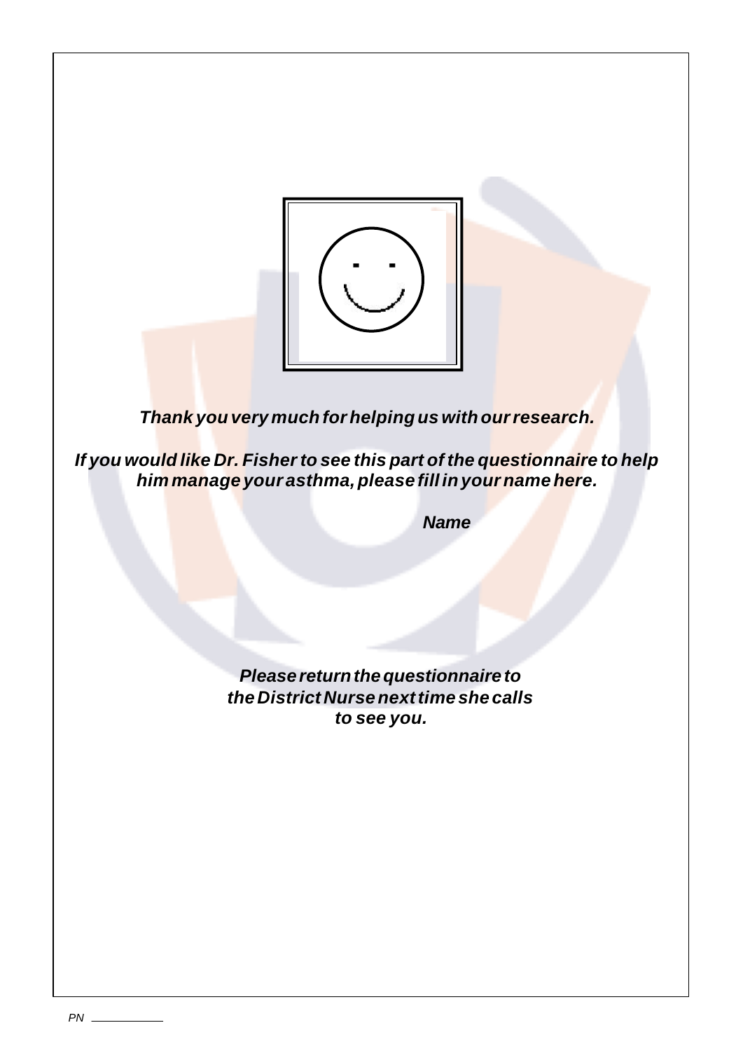*Thank you very much for helping us with our research.*

*If you would like Dr. Fisher to see this part of the questionnaire to help him manage your asthma, please fill in your name here.*

*Name*

*Please return the questionnaire to the District Nurse next time she calls to see you.*

*PN* ___________